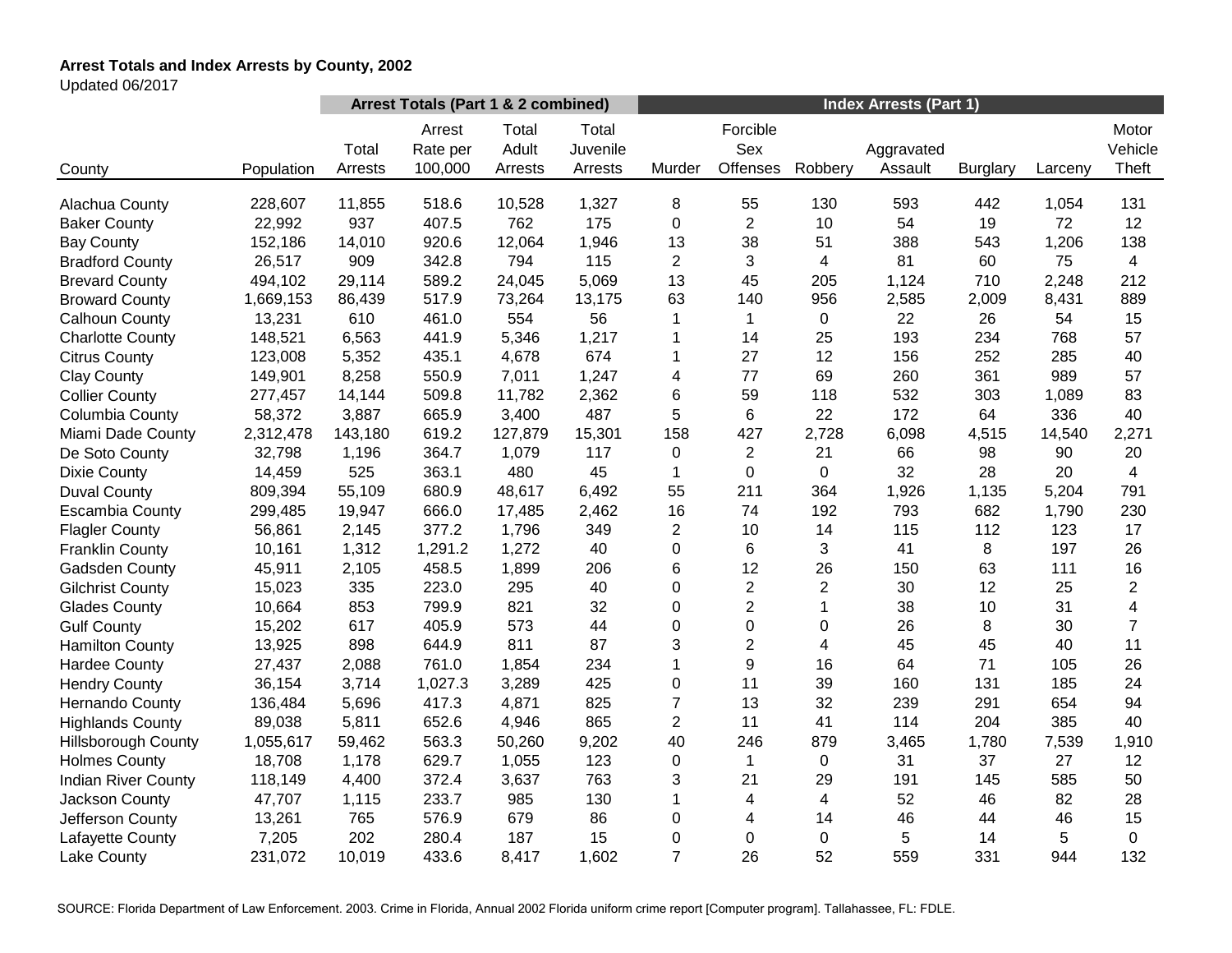**Arrest Totals and Index Arrests by County, 2002**

Updated 06/2017

| | | Arrest Totals (Part 1 & 2 combined) | | | | Index Arrests (Part 1) | | | | | | |
|---|---|---|---|---|---|---|---|---|---|---|---|---|
| County | Population | Total Arrests | Arrest Rate per 100,000 | Total Adult Arrests | Total Juvenile Arrests | Murder | Forcible Sex Offenses | Robbery | Aggravated Assault | Burglary | Larceny | Motor Vehicle Theft |
| Alachua County | 228,607 | 11,855 | 518.6 | 10,528 | 1,327 | 8 | 55 | 130 | 593 | 442 | 1,054 | 131 |
| Baker County | 22,992 | 937 | 407.5 | 762 | 175 | 0 | 2 | 10 | 54 | 19 | 72 | 12 |
| Bay County | 152,186 | 14,010 | 920.6 | 12,064 | 1,946 | 13 | 38 | 51 | 388 | 543 | 1,206 | 138 |
| Bradford County | 26,517 | 909 | 342.8 | 794 | 115 | 2 | 3 | 4 | 81 | 60 | 75 | 4 |
| Brevard County | 494,102 | 29,114 | 589.2 | 24,045 | 5,069 | 13 | 45 | 205 | 1,124 | 710 | 2,248 | 212 |
| Broward County | 1,669,153 | 86,439 | 517.9 | 73,264 | 13,175 | 63 | 140 | 956 | 2,585 | 2,009 | 8,431 | 889 |
| Calhoun County | 13,231 | 610 | 461.0 | 554 | 56 | 1 | 1 | 0 | 22 | 26 | 54 | 15 |
| Charlotte County | 148,521 | 6,563 | 441.9 | 5,346 | 1,217 | 1 | 14 | 25 | 193 | 234 | 768 | 57 |
| Citrus County | 123,008 | 5,352 | 435.1 | 4,678 | 674 | 1 | 27 | 12 | 156 | 252 | 285 | 40 |
| Clay County | 149,901 | 8,258 | 550.9 | 7,011 | 1,247 | 4 | 77 | 69 | 260 | 361 | 989 | 57 |
| Collier County | 277,457 | 14,144 | 509.8 | 11,782 | 2,362 | 6 | 59 | 118 | 532 | 303 | 1,089 | 83 |
| Columbia County | 58,372 | 3,887 | 665.9 | 3,400 | 487 | 5 | 6 | 22 | 172 | 64 | 336 | 40 |
| Miami Dade County | 2,312,478 | 143,180 | 619.2 | 127,879 | 15,301 | 158 | 427 | 2,728 | 6,098 | 4,515 | 14,540 | 2,271 |
| De Soto County | 32,798 | 1,196 | 364.7 | 1,079 | 117 | 0 | 2 | 21 | 66 | 98 | 90 | 20 |
| Dixie County | 14,459 | 525 | 363.1 | 480 | 45 | 1 | 0 | 0 | 32 | 28 | 20 | 4 |
| Duval County | 809,394 | 55,109 | 680.9 | 48,617 | 6,492 | 55 | 211 | 364 | 1,926 | 1,135 | 5,204 | 791 |
| Escambia County | 299,485 | 19,947 | 666.0 | 17,485 | 2,462 | 16 | 74 | 192 | 793 | 682 | 1,790 | 230 |
| Flagler County | 56,861 | 2,145 | 377.2 | 1,796 | 349 | 2 | 10 | 14 | 115 | 112 | 123 | 17 |
| Franklin County | 10,161 | 1,312 | 1,291.2 | 1,272 | 40 | 0 | 6 | 3 | 41 | 8 | 197 | 26 |
| Gadsden County | 45,911 | 2,105 | 458.5 | 1,899 | 206 | 6 | 12 | 26 | 150 | 63 | 111 | 16 |
| Gilchrist County | 15,023 | 335 | 223.0 | 295 | 40 | 0 | 2 | 2 | 30 | 12 | 25 | 2 |
| Glades County | 10,664 | 853 | 799.9 | 821 | 32 | 0 | 2 | 1 | 38 | 10 | 31 | 4 |
| Gulf County | 15,202 | 617 | 405.9 | 573 | 44 | 0 | 0 | 0 | 26 | 8 | 30 | 7 |
| Hamilton County | 13,925 | 898 | 644.9 | 811 | 87 | 3 | 2 | 4 | 45 | 45 | 40 | 11 |
| Hardee County | 27,437 | 2,088 | 761.0 | 1,854 | 234 | 1 | 9 | 16 | 64 | 71 | 105 | 26 |
| Hendry County | 36,154 | 3,714 | 1,027.3 | 3,289 | 425 | 0 | 11 | 39 | 160 | 131 | 185 | 24 |
| Hernando County | 136,484 | 5,696 | 417.3 | 4,871 | 825 | 7 | 13 | 32 | 239 | 291 | 654 | 94 |
| Highlands County | 89,038 | 5,811 | 652.6 | 4,946 | 865 | 2 | 11 | 41 | 114 | 204 | 385 | 40 |
| Hillsborough County | 1,055,617 | 59,462 | 563.3 | 50,260 | 9,202 | 40 | 246 | 879 | 3,465 | 1,780 | 7,539 | 1,910 |
| Holmes County | 18,708 | 1,178 | 629.7 | 1,055 | 123 | 0 | 1 | 0 | 31 | 37 | 27 | 12 |
| Indian River County | 118,149 | 4,400 | 372.4 | 3,637 | 763 | 3 | 21 | 29 | 191 | 145 | 585 | 50 |
| Jackson County | 47,707 | 1,115 | 233.7 | 985 | 130 | 1 | 4 | 4 | 52 | 46 | 82 | 28 |
| Jefferson County | 13,261 | 765 | 576.9 | 679 | 86 | 0 | 4 | 14 | 46 | 44 | 46 | 15 |
| Lafayette County | 7,205 | 202 | 280.4 | 187 | 15 | 0 | 0 | 0 | 5 | 14 | 5 | 0 |
| Lake County | 231,072 | 10,019 | 433.6 | 8,417 | 1,602 | 7 | 26 | 52 | 559 | 331 | 944 | 132 |

SOURCE: Florida Department of Law Enforcement. 2003. Crime in Florida, Annual 2002 Florida uniform crime report [Computer program]. Tallahassee, FL: FDLE.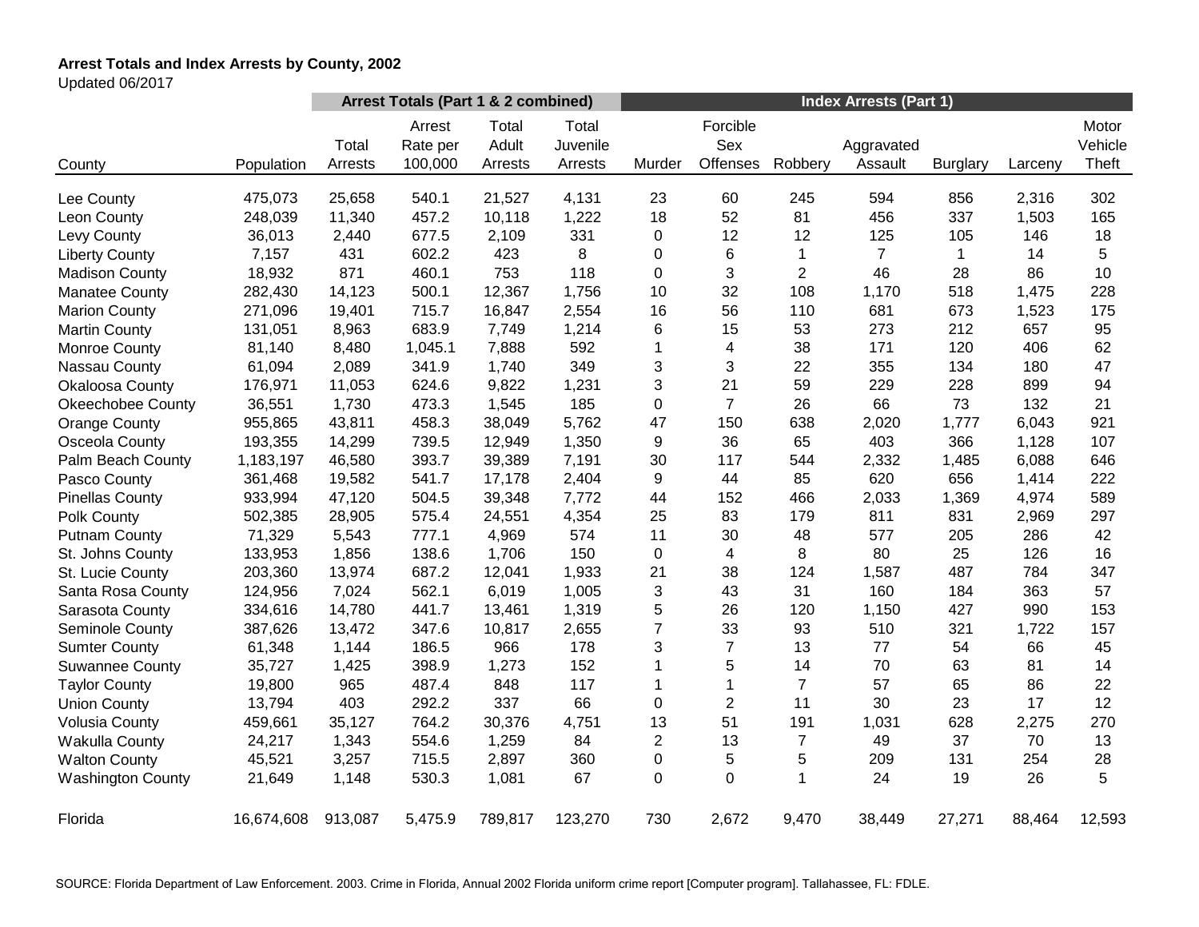**Arrest Totals and Index Arrests by County, 2002**

Updated 06/2017

| | | Arrest Totals (Part 1 & 2 combined) | | | | Index Arrests (Part 1) | | | | | | |
|---|---|---|---|---|---|---|---|---|---|---|---|---|
| County | Population | Total Arrests | Arrest Rate per 100,000 | Total Adult Arrests | Total Juvenile Arrests | Murder | Forcible Sex Offenses | Robbery | Aggravated Assault | Burglary | Larceny | Motor Vehicle Theft |
| Lee County | 475,073 | 25,658 | 540.1 | 21,527 | 4,131 | 23 | 60 | 245 | 594 | 856 | 2,316 | 302 |
| Leon County | 248,039 | 11,340 | 457.2 | 10,118 | 1,222 | 18 | 52 | 81 | 456 | 337 | 1,503 | 165 |
| Levy County | 36,013 | 2,440 | 677.5 | 2,109 | 331 | 0 | 12 | 12 | 125 | 105 | 146 | 18 |
| Liberty County | 7,157 | 431 | 602.2 | 423 | 8 | 0 | 6 | 1 | 7 | 1 | 14 | 5 |
| Madison County | 18,932 | 871 | 460.1 | 753 | 118 | 0 | 3 | 2 | 46 | 28 | 86 | 10 |
| Manatee County | 282,430 | 14,123 | 500.1 | 12,367 | 1,756 | 10 | 32 | 108 | 1,170 | 518 | 1,475 | 228 |
| Marion County | 271,096 | 19,401 | 715.7 | 16,847 | 2,554 | 16 | 56 | 110 | 681 | 673 | 1,523 | 175 |
| Martin County | 131,051 | 8,963 | 683.9 | 7,749 | 1,214 | 6 | 15 | 53 | 273 | 212 | 657 | 95 |
| Monroe County | 81,140 | 8,480 | 1,045.1 | 7,888 | 592 | 1 | 4 | 38 | 171 | 120 | 406 | 62 |
| Nassau County | 61,094 | 2,089 | 341.9 | 1,740 | 349 | 3 | 3 | 22 | 355 | 134 | 180 | 47 |
| Okaloosa County | 176,971 | 11,053 | 624.6 | 9,822 | 1,231 | 3 | 21 | 59 | 229 | 228 | 899 | 94 |
| Okeechobee County | 36,551 | 1,730 | 473.3 | 1,545 | 185 | 0 | 7 | 26 | 66 | 73 | 132 | 21 |
| Orange County | 955,865 | 43,811 | 458.3 | 38,049 | 5,762 | 47 | 150 | 638 | 2,020 | 1,777 | 6,043 | 921 |
| Osceola County | 193,355 | 14,299 | 739.5 | 12,949 | 1,350 | 9 | 36 | 65 | 403 | 366 | 1,128 | 107 |
| Palm Beach County | 1,183,197 | 46,580 | 393.7 | 39,389 | 7,191 | 30 | 117 | 544 | 2,332 | 1,485 | 6,088 | 646 |
| Pasco County | 361,468 | 19,582 | 541.7 | 17,178 | 2,404 | 9 | 44 | 85 | 620 | 656 | 1,414 | 222 |
| Pinellas County | 933,994 | 47,120 | 504.5 | 39,348 | 7,772 | 44 | 152 | 466 | 2,033 | 1,369 | 4,974 | 589 |
| Polk County | 502,385 | 28,905 | 575.4 | 24,551 | 4,354 | 25 | 83 | 179 | 811 | 831 | 2,969 | 297 |
| Putnam County | 71,329 | 5,543 | 777.1 | 4,969 | 574 | 11 | 30 | 48 | 577 | 205 | 286 | 42 |
| St. Johns County | 133,953 | 1,856 | 138.6 | 1,706 | 150 | 0 | 4 | 8 | 80 | 25 | 126 | 16 |
| St. Lucie County | 203,360 | 13,974 | 687.2 | 12,041 | 1,933 | 21 | 38 | 124 | 1,587 | 487 | 784 | 347 |
| Santa Rosa County | 124,956 | 7,024 | 562.1 | 6,019 | 1,005 | 3 | 43 | 31 | 160 | 184 | 363 | 57 |
| Sarasota County | 334,616 | 14,780 | 441.7 | 13,461 | 1,319 | 5 | 26 | 120 | 1,150 | 427 | 990 | 153 |
| Seminole County | 387,626 | 13,472 | 347.6 | 10,817 | 2,655 | 7 | 33 | 93 | 510 | 321 | 1,722 | 157 |
| Sumter County | 61,348 | 1,144 | 186.5 | 966 | 178 | 3 | 7 | 13 | 77 | 54 | 66 | 45 |
| Suwannee County | 35,727 | 1,425 | 398.9 | 1,273 | 152 | 1 | 5 | 14 | 70 | 63 | 81 | 14 |
| Taylor County | 19,800 | 965 | 487.4 | 848 | 117 | 1 | 1 | 7 | 57 | 65 | 86 | 22 |
| Union County | 13,794 | 403 | 292.2 | 337 | 66 | 0 | 2 | 11 | 30 | 23 | 17 | 12 |
| Volusia County | 459,661 | 35,127 | 764.2 | 30,376 | 4,751 | 13 | 51 | 191 | 1,031 | 628 | 2,275 | 270 |
| Wakulla County | 24,217 | 1,343 | 554.6 | 1,259 | 84 | 2 | 13 | 7 | 49 | 37 | 70 | 13 |
| Walton County | 45,521 | 3,257 | 715.5 | 2,897 | 360 | 0 | 5 | 5 | 209 | 131 | 254 | 28 |
| Washington County | 21,649 | 1,148 | 530.3 | 1,081 | 67 | 0 | 0 | 1 | 24 | 19 | 26 | 5 |
| Florida | 16,674,608 | 913,087 | 5,475.9 | 789,817 | 123,270 | 730 | 2,672 | 9,470 | 38,449 | 27,271 | 88,464 | 12,593 |

SOURCE: Florida Department of Law Enforcement. 2003. Crime in Florida, Annual 2002 Florida uniform crime report [Computer program]. Tallahassee, FL: FDLE.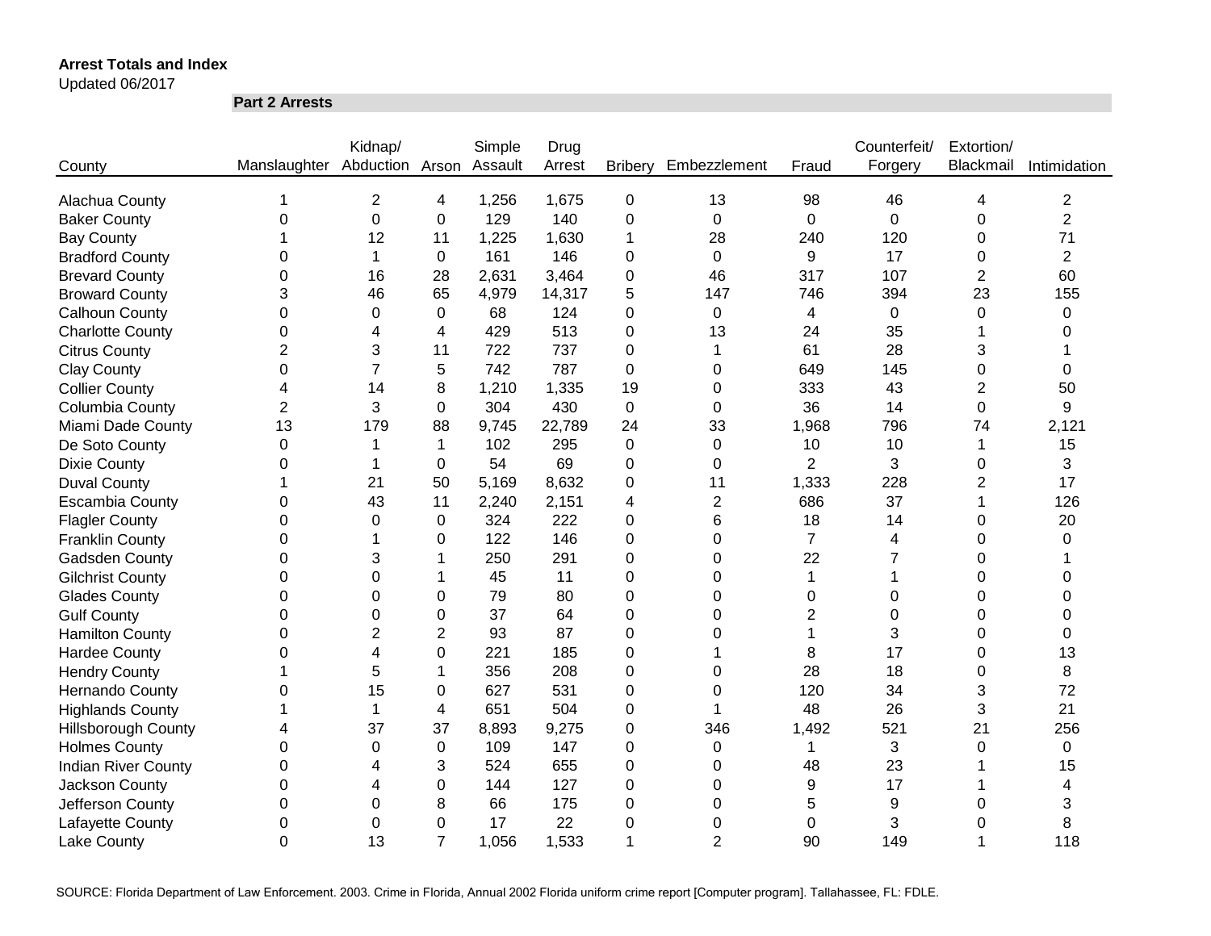**Arrest Totals and Index**

Updated 06/2017

**Part 2 Arrests**

| County | Manslaughter | Kidnap/ Abduction | Arson | Simple Assault | Drug Arrest | Bribery | Embezzlement | Fraud | Counterfeit/ Forgery | Extortion/ Blackmail | Intimidation |
|---|---|---|---|---|---|---|---|---|---|---|---|
| Alachua County | 1 | 2 | 4 | 1,256 | 1,675 | 0 | 13 | 98 | 46 | 4 | 2 |
| Baker County | 0 | 0 | 0 | 129 | 140 | 0 | 0 | 0 | 0 | 0 | 2 |
| Bay County | 1 | 12 | 11 | 1,225 | 1,630 | 1 | 28 | 240 | 120 | 0 | 71 |
| Bradford County | 0 | 1 | 0 | 161 | 146 | 0 | 0 | 9 | 17 | 0 | 2 |
| Brevard County | 0 | 16 | 28 | 2,631 | 3,464 | 0 | 46 | 317 | 107 | 2 | 60 |
| Broward County | 3 | 46 | 65 | 4,979 | 14,317 | 5 | 147 | 746 | 394 | 23 | 155 |
| Calhoun County | 0 | 0 | 0 | 68 | 124 | 0 | 0 | 4 | 0 | 0 | 0 |
| Charlotte County | 0 | 4 | 4 | 429 | 513 | 0 | 13 | 24 | 35 | 1 | 0 |
| Citrus County | 2 | 3 | 11 | 722 | 737 | 0 | 1 | 61 | 28 | 3 | 1 |
| Clay County | 0 | 7 | 5 | 742 | 787 | 0 | 0 | 649 | 145 | 0 | 0 |
| Collier County | 4 | 14 | 8 | 1,210 | 1,335 | 19 | 0 | 333 | 43 | 2 | 50 |
| Columbia County | 2 | 3 | 0 | 304 | 430 | 0 | 0 | 36 | 14 | 0 | 9 |
| Miami Dade County | 13 | 179 | 88 | 9,745 | 22,789 | 24 | 33 | 1,968 | 796 | 74 | 2,121 |
| De Soto County | 0 | 1 | 1 | 102 | 295 | 0 | 0 | 10 | 10 | 1 | 15 |
| Dixie County | 0 | 1 | 0 | 54 | 69 | 0 | 0 | 2 | 3 | 0 | 3 |
| Duval County | 1 | 21 | 50 | 5,169 | 8,632 | 0 | 11 | 1,333 | 228 | 2 | 17 |
| Escambia County | 0 | 43 | 11 | 2,240 | 2,151 | 4 | 2 | 686 | 37 | 1 | 126 |
| Flagler County | 0 | 0 | 0 | 324 | 222 | 0 | 6 | 18 | 14 | 0 | 20 |
| Franklin County | 0 | 1 | 0 | 122 | 146 | 0 | 0 | 7 | 4 | 0 | 0 |
| Gadsden County | 0 | 3 | 1 | 250 | 291 | 0 | 0 | 22 | 7 | 0 | 1 |
| Gilchrist County | 0 | 0 | 1 | 45 | 11 | 0 | 0 | 1 | 1 | 0 | 0 |
| Glades County | 0 | 0 | 0 | 79 | 80 | 0 | 0 | 0 | 0 | 0 | 0 |
| Gulf County | 0 | 0 | 0 | 37 | 64 | 0 | 0 | 2 | 0 | 0 | 0 |
| Hamilton County | 0 | 2 | 2 | 93 | 87 | 0 | 0 | 1 | 3 | 0 | 0 |
| Hardee County | 0 | 4 | 0 | 221 | 185 | 0 | 1 | 8 | 17 | 0 | 13 |
| Hendry County | 1 | 5 | 1 | 356 | 208 | 0 | 0 | 28 | 18 | 0 | 8 |
| Hernando County | 0 | 15 | 0 | 627 | 531 | 0 | 0 | 120 | 34 | 3 | 72 |
| Highlands County | 1 | 1 | 4 | 651 | 504 | 0 | 1 | 48 | 26 | 3 | 21 |
| Hillsborough County | 4 | 37 | 37 | 8,893 | 9,275 | 0 | 346 | 1,492 | 521 | 21 | 256 |
| Holmes County | 0 | 0 | 0 | 109 | 147 | 0 | 0 | 1 | 3 | 0 | 0 |
| Indian River County | 0 | 4 | 3 | 524 | 655 | 0 | 0 | 48 | 23 | 1 | 15 |
| Jackson County | 0 | 4 | 0 | 144 | 127 | 0 | 0 | 9 | 17 | 1 | 4 |
| Jefferson County | 0 | 0 | 8 | 66 | 175 | 0 | 0 | 5 | 9 | 0 | 3 |
| Lafayette County | 0 | 0 | 0 | 17 | 22 | 0 | 0 | 0 | 3 | 0 | 8 |
| Lake County | 0 | 13 | 7 | 1,056 | 1,533 | 1 | 2 | 90 | 149 | 1 | 118 |

SOURCE: Florida Department of Law Enforcement. 2003. Crime in Florida, Annual 2002 Florida uniform crime report [Computer program]. Tallahassee, FL: FDLE.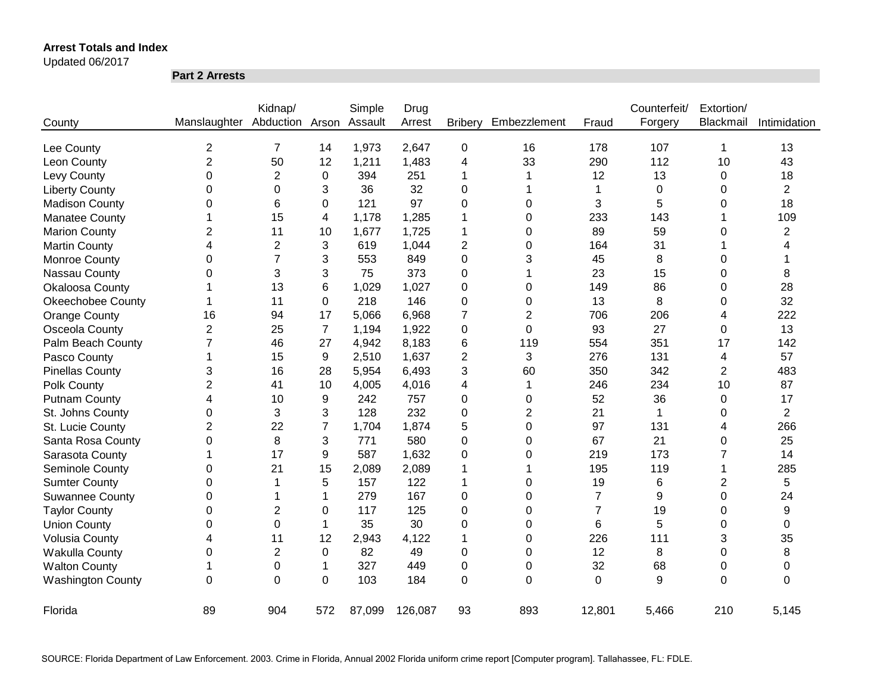**Arrest Totals and Index**
Updated 06/2017

**Part 2 Arrests**

| County | Manslaughter | Kidnap/ Abduction | Arson | Simple Assault | Drug Arrest | Bribery | Embezzlement | Fraud | Counterfeit/ Forgery | Extortion/ Blackmail | Intimidation |
|---|---|---|---|---|---|---|---|---|---|---|---|
| Lee County | 2 | 7 | 14 | 1,973 | 2,647 | 0 | 16 | 178 | 107 | 1 | 13 |
| Leon County | 2 | 50 | 12 | 1,211 | 1,483 | 4 | 33 | 290 | 112 | 10 | 43 |
| Levy County | 0 | 2 | 0 | 394 | 251 | 1 | 1 | 12 | 13 | 0 | 18 |
| Liberty County | 0 | 0 | 3 | 36 | 32 | 0 | 1 | 1 | 0 | 0 | 2 |
| Madison County | 0 | 6 | 0 | 121 | 97 | 0 | 0 | 3 | 5 | 0 | 18 |
| Manatee County | 1 | 15 | 4 | 1,178 | 1,285 | 1 | 0 | 233 | 143 | 1 | 109 |
| Marion County | 2 | 11 | 10 | 1,677 | 1,725 | 1 | 0 | 89 | 59 | 0 | 2 |
| Martin County | 4 | 2 | 3 | 619 | 1,044 | 2 | 0 | 164 | 31 | 1 | 4 |
| Monroe County | 0 | 7 | 3 | 553 | 849 | 0 | 3 | 45 | 8 | 0 | 1 |
| Nassau County | 0 | 3 | 3 | 75 | 373 | 0 | 1 | 23 | 15 | 0 | 8 |
| Okaloosa County | 1 | 13 | 6 | 1,029 | 1,027 | 0 | 0 | 149 | 86 | 0 | 28 |
| Okeechobee County | 1 | 11 | 0 | 218 | 146 | 0 | 0 | 13 | 8 | 0 | 32 |
| Orange County | 16 | 94 | 17 | 5,066 | 6,968 | 7 | 2 | 706 | 206 | 4 | 222 |
| Osceola County | 2 | 25 | 7 | 1,194 | 1,922 | 0 | 0 | 93 | 27 | 0 | 13 |
| Palm Beach County | 7 | 46 | 27 | 4,942 | 8,183 | 6 | 119 | 554 | 351 | 17 | 142 |
| Pasco County | 1 | 15 | 9 | 2,510 | 1,637 | 2 | 3 | 276 | 131 | 4 | 57 |
| Pinellas County | 3 | 16 | 28 | 5,954 | 6,493 | 3 | 60 | 350 | 342 | 2 | 483 |
| Polk County | 2 | 41 | 10 | 4,005 | 4,016 | 4 | 1 | 246 | 234 | 10 | 87 |
| Putnam County | 4 | 10 | 9 | 242 | 757 | 0 | 0 | 52 | 36 | 0 | 17 |
| St. Johns County | 0 | 3 | 3 | 128 | 232 | 0 | 2 | 21 | 1 | 0 | 2 |
| St. Lucie County | 2 | 22 | 7 | 1,704 | 1,874 | 5 | 0 | 97 | 131 | 4 | 266 |
| Santa Rosa County | 0 | 8 | 3 | 771 | 580 | 0 | 0 | 67 | 21 | 0 | 25 |
| Sarasota County | 1 | 17 | 9 | 587 | 1,632 | 0 | 0 | 219 | 173 | 7 | 14 |
| Seminole County | 0 | 21 | 15 | 2,089 | 2,089 | 1 | 1 | 195 | 119 | 1 | 285 |
| Sumter County | 0 | 1 | 5 | 157 | 122 | 1 | 0 | 19 | 6 | 2 | 5 |
| Suwannee County | 0 | 1 | 1 | 279 | 167 | 0 | 0 | 7 | 9 | 0 | 24 |
| Taylor County | 0 | 2 | 0 | 117 | 125 | 0 | 0 | 7 | 19 | 0 | 9 |
| Union County | 0 | 0 | 1 | 35 | 30 | 0 | 0 | 6 | 5 | 0 | 0 |
| Volusia County | 4 | 11 | 12 | 2,943 | 4,122 | 1 | 0 | 226 | 111 | 3 | 35 |
| Wakulla County | 0 | 2 | 0 | 82 | 49 | 0 | 0 | 12 | 8 | 0 | 8 |
| Walton County | 1 | 0 | 1 | 327 | 449 | 0 | 0 | 32 | 68 | 0 | 0 |
| Washington County | 0 | 0 | 0 | 103 | 184 | 0 | 0 | 0 | 9 | 0 | 0 |
| Florida | 89 | 904 | 572 | 87,099 | 126,087 | 93 | 893 | 12,801 | 5,466 | 210 | 5,145 |

SOURCE: Florida Department of Law Enforcement. 2003. Crime in Florida, Annual 2002 Florida uniform crime report [Computer program]. Tallahassee, FL: FDLE.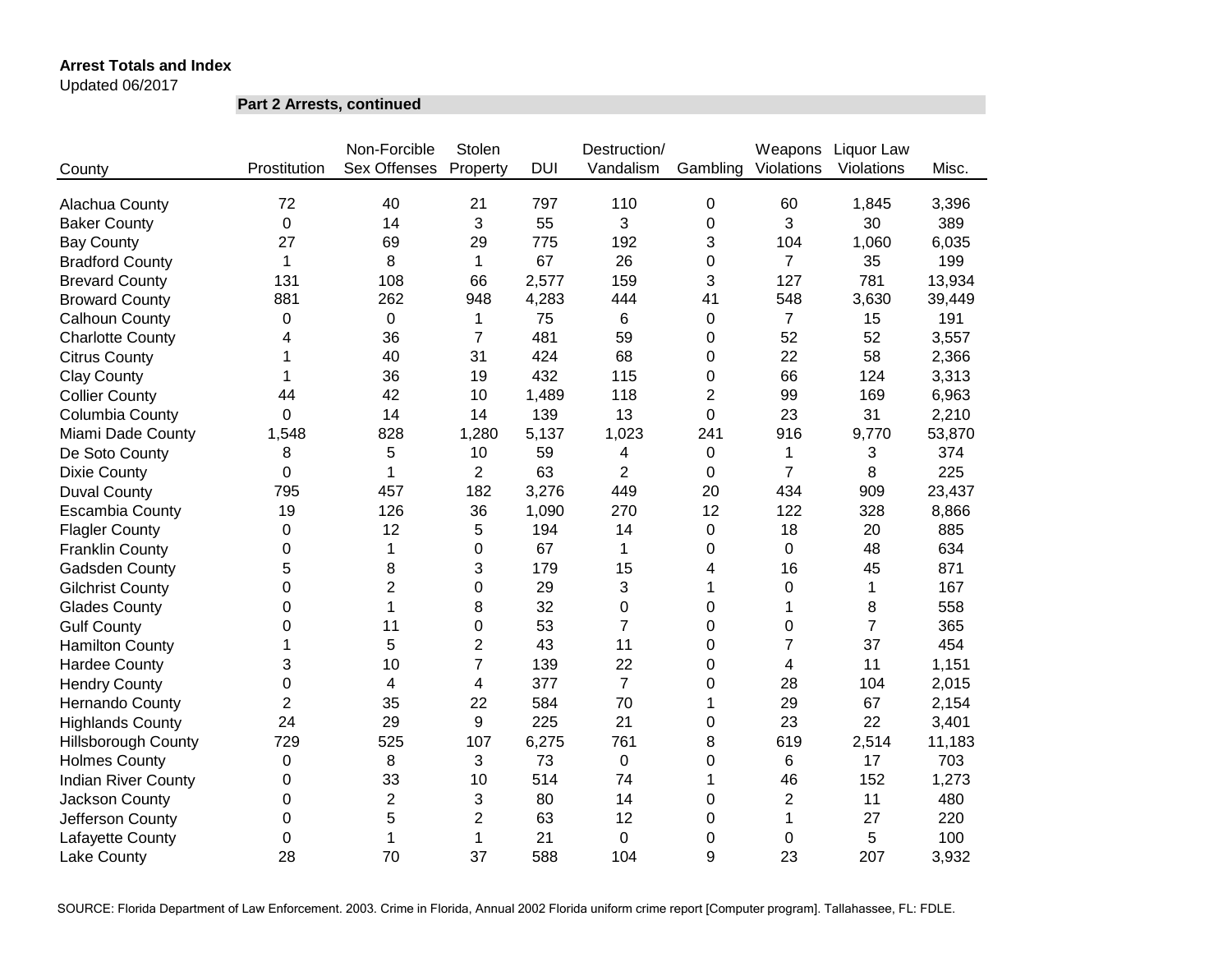**Arrest Totals and Index**

Updated 06/2017

**Part 2 Arrests, continued**

| County | Prostitution | Non-Forcible Sex Offenses | Stolen Property | DUI | Destruction/ Vandalism | Gambling | Weapons Violations | Liquor Law Violations | Misc. |
|---|---|---|---|---|---|---|---|---|---|
| Alachua County | 72 | 40 | 21 | 797 | 110 | 0 | 60 | 1,845 | 3,396 |
| Baker County | 0 | 14 | 3 | 55 | 3 | 0 | 3 | 30 | 389 |
| Bay County | 27 | 69 | 29 | 775 | 192 | 3 | 104 | 1,060 | 6,035 |
| Bradford County | 1 | 8 | 1 | 67 | 26 | 0 | 7 | 35 | 199 |
| Brevard County | 131 | 108 | 66 | 2,577 | 159 | 3 | 127 | 781 | 13,934 |
| Broward County | 881 | 262 | 948 | 4,283 | 444 | 41 | 548 | 3,630 | 39,449 |
| Calhoun County | 0 | 0 | 1 | 75 | 6 | 0 | 7 | 15 | 191 |
| Charlotte County | 4 | 36 | 7 | 481 | 59 | 0 | 52 | 52 | 3,557 |
| Citrus County | 1 | 40 | 31 | 424 | 68 | 0 | 22 | 58 | 2,366 |
| Clay County | 1 | 36 | 19 | 432 | 115 | 0 | 66 | 124 | 3,313 |
| Collier County | 44 | 42 | 10 | 1,489 | 118 | 2 | 99 | 169 | 6,963 |
| Columbia County | 0 | 14 | 14 | 139 | 13 | 0 | 23 | 31 | 2,210 |
| Miami Dade County | 1,548 | 828 | 1,280 | 5,137 | 1,023 | 241 | 916 | 9,770 | 53,870 |
| De Soto County | 8 | 5 | 10 | 59 | 4 | 0 | 1 | 3 | 374 |
| Dixie County | 0 | 1 | 2 | 63 | 2 | 0 | 7 | 8 | 225 |
| Duval County | 795 | 457 | 182 | 3,276 | 449 | 20 | 434 | 909 | 23,437 |
| Escambia County | 19 | 126 | 36 | 1,090 | 270 | 12 | 122 | 328 | 8,866 |
| Flagler County | 0 | 12 | 5 | 194 | 14 | 0 | 18 | 20 | 885 |
| Franklin County | 0 | 1 | 0 | 67 | 1 | 0 | 0 | 48 | 634 |
| Gadsden County | 5 | 8 | 3 | 179 | 15 | 4 | 16 | 45 | 871 |
| Gilchrist County | 0 | 2 | 0 | 29 | 3 | 1 | 0 | 1 | 167 |
| Glades County | 0 | 1 | 8 | 32 | 0 | 0 | 1 | 8 | 558 |
| Gulf County | 0 | 11 | 0 | 53 | 7 | 0 | 0 | 7 | 365 |
| Hamilton County | 1 | 5 | 2 | 43 | 11 | 0 | 7 | 37 | 454 |
| Hardee County | 3 | 10 | 7 | 139 | 22 | 0 | 4 | 11 | 1,151 |
| Hendry County | 0 | 4 | 4 | 377 | 7 | 0 | 28 | 104 | 2,015 |
| Hernando County | 2 | 35 | 22 | 584 | 70 | 1 | 29 | 67 | 2,154 |
| Highlands County | 24 | 29 | 9 | 225 | 21 | 0 | 23 | 22 | 3,401 |
| Hillsborough County | 729 | 525 | 107 | 6,275 | 761 | 8 | 619 | 2,514 | 11,183 |
| Holmes County | 0 | 8 | 3 | 73 | 0 | 0 | 6 | 17 | 703 |
| Indian River County | 0 | 33 | 10 | 514 | 74 | 1 | 46 | 152 | 1,273 |
| Jackson County | 0 | 2 | 3 | 80 | 14 | 0 | 2 | 11 | 480 |
| Jefferson County | 0 | 5 | 2 | 63 | 12 | 0 | 1 | 27 | 220 |
| Lafayette County | 0 | 1 | 1 | 21 | 0 | 0 | 0 | 5 | 100 |
| Lake County | 28 | 70 | 37 | 588 | 104 | 9 | 23 | 207 | 3,932 |

SOURCE: Florida Department of Law Enforcement. 2003. Crime in Florida, Annual 2002 Florida uniform crime report [Computer program]. Tallahassee, FL: FDLE.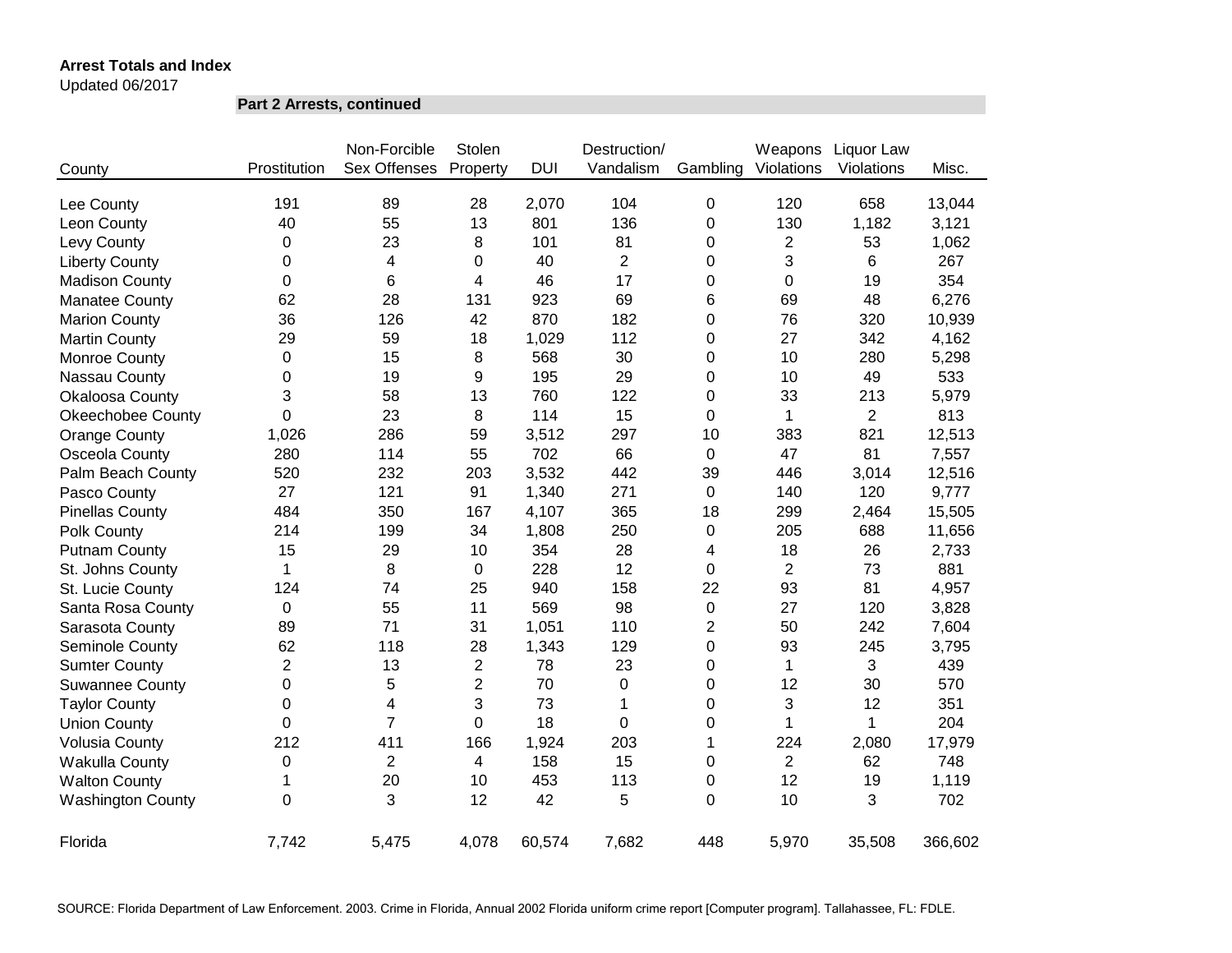**Arrest Totals and Index**

Updated 06/2017

**Part 2 Arrests, continued**

| County | Prostitution | Non-Forcible Sex Offenses | Stolen Property | DUI | Destruction/ Vandalism | Gambling | Weapons Violations | Liquor Law Violations | Misc. |
|---|---|---|---|---|---|---|---|---|---|
| Lee County | 191 | 89 | 28 | 2,070 | 104 | 0 | 120 | 658 | 13,044 |
| Leon County | 40 | 55 | 13 | 801 | 136 | 0 | 130 | 1,182 | 3,121 |
| Levy County | 0 | 23 | 8 | 101 | 81 | 0 | 2 | 53 | 1,062 |
| Liberty County | 0 | 4 | 0 | 40 | 2 | 0 | 3 | 6 | 267 |
| Madison County | 0 | 6 | 4 | 46 | 17 | 0 | 0 | 19 | 354 |
| Manatee County | 62 | 28 | 131 | 923 | 69 | 6 | 69 | 48 | 6,276 |
| Marion County | 36 | 126 | 42 | 870 | 182 | 0 | 76 | 320 | 10,939 |
| Martin County | 29 | 59 | 18 | 1,029 | 112 | 0 | 27 | 342 | 4,162 |
| Monroe County | 0 | 15 | 8 | 568 | 30 | 0 | 10 | 280 | 5,298 |
| Nassau County | 0 | 19 | 9 | 195 | 29 | 0 | 10 | 49 | 533 |
| Okaloosa County | 3 | 58 | 13 | 760 | 122 | 0 | 33 | 213 | 5,979 |
| Okeechobee County | 0 | 23 | 8 | 114 | 15 | 0 | 1 | 2 | 813 |
| Orange County | 1,026 | 286 | 59 | 3,512 | 297 | 10 | 383 | 821 | 12,513 |
| Osceola County | 280 | 114 | 55 | 702 | 66 | 0 | 47 | 81 | 7,557 |
| Palm Beach County | 520 | 232 | 203 | 3,532 | 442 | 39 | 446 | 3,014 | 12,516 |
| Pasco County | 27 | 121 | 91 | 1,340 | 271 | 0 | 140 | 120 | 9,777 |
| Pinellas County | 484 | 350 | 167 | 4,107 | 365 | 18 | 299 | 2,464 | 15,505 |
| Polk County | 214 | 199 | 34 | 1,808 | 250 | 0 | 205 | 688 | 11,656 |
| Putnam County | 15 | 29 | 10 | 354 | 28 | 4 | 18 | 26 | 2,733 |
| St. Johns County | 1 | 8 | 0 | 228 | 12 | 0 | 2 | 73 | 881 |
| St. Lucie County | 124 | 74 | 25 | 940 | 158 | 22 | 93 | 81 | 4,957 |
| Santa Rosa County | 0 | 55 | 11 | 569 | 98 | 0 | 27 | 120 | 3,828 |
| Sarasota County | 89 | 71 | 31 | 1,051 | 110 | 2 | 50 | 242 | 7,604 |
| Seminole County | 62 | 118 | 28 | 1,343 | 129 | 0 | 93 | 245 | 3,795 |
| Sumter County | 2 | 13 | 2 | 78 | 23 | 0 | 1 | 3 | 439 |
| Suwannee County | 0 | 5 | 2 | 70 | 0 | 0 | 12 | 30 | 570 |
| Taylor County | 0 | 4 | 3 | 73 | 1 | 0 | 3 | 12 | 351 |
| Union County | 0 | 7 | 0 | 18 | 0 | 0 | 1 | 1 | 204 |
| Volusia County | 212 | 411 | 166 | 1,924 | 203 | 1 | 224 | 2,080 | 17,979 |
| Wakulla County | 0 | 2 | 4 | 158 | 15 | 0 | 2 | 62 | 748 |
| Walton County | 1 | 20 | 10 | 453 | 113 | 0 | 12 | 19 | 1,119 |
| Washington County | 0 | 3 | 12 | 42 | 5 | 0 | 10 | 3 | 702 |
| Florida | 7,742 | 5,475 | 4,078 | 60,574 | 7,682 | 448 | 5,970 | 35,508 | 366,602 |

SOURCE: Florida Department of Law Enforcement. 2003. Crime in Florida, Annual 2002 Florida uniform crime report [Computer program]. Tallahassee, FL: FDLE.